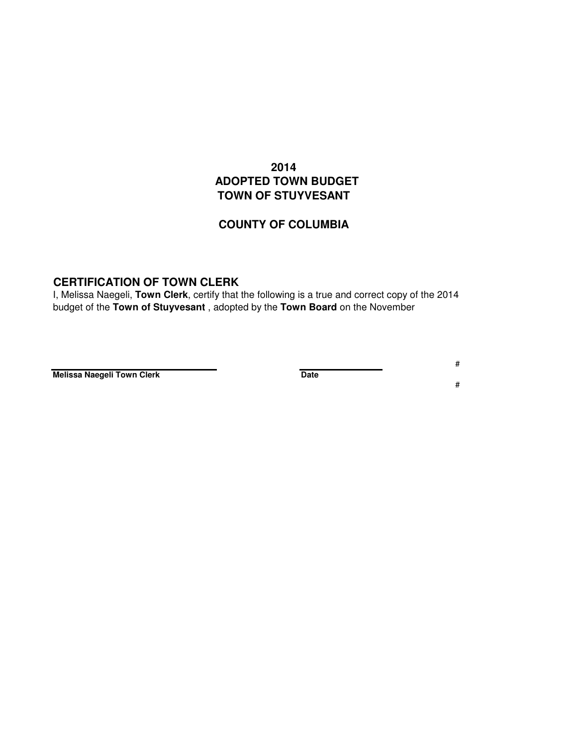# 2014
# ADOPTED TOWN BUDGET
# TOWN OF STUYVESANT

## COUNTY OF COLUMBIA

## CERTIFICATION OF TOWN CLERK

I, Melissa Naegeli, **Town Clerk**, certify that the following is a true and correct copy of the 2014 budget of the **Town of Stuyvesant** , adopted by the **Town Board** on the November

#

**Melissa Naegeli Town Clerk** **Date**

#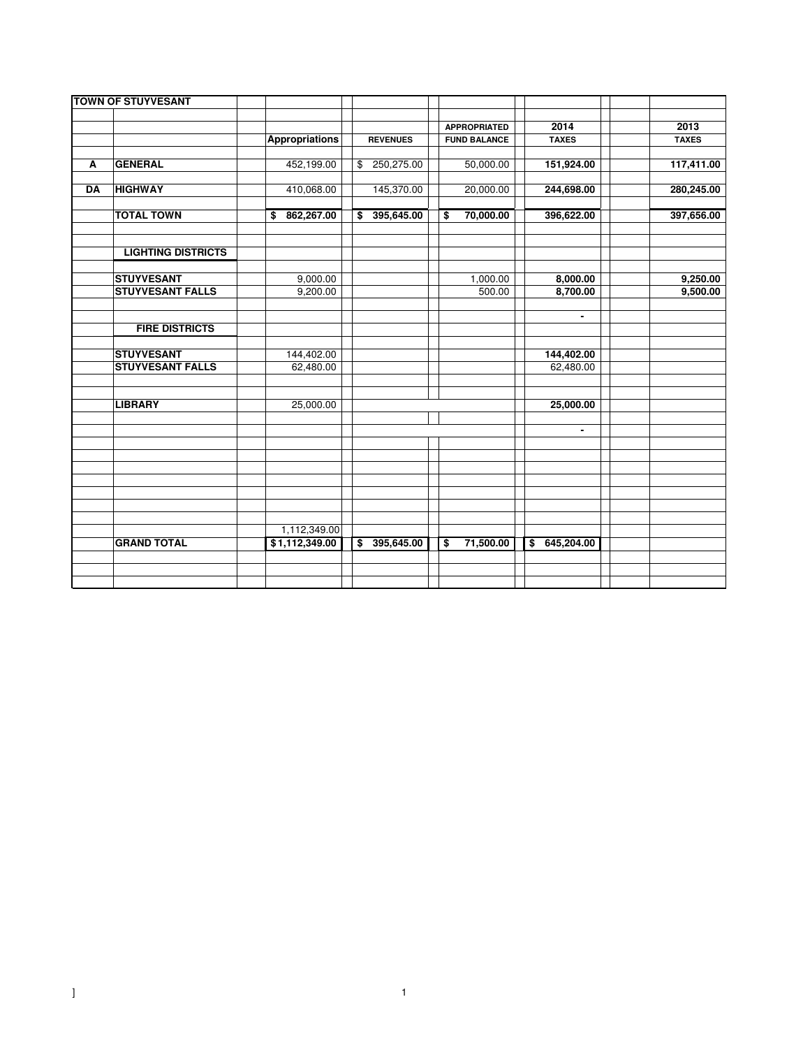| TOWN OF STUYVESANT | | | | | | |
|---|---|---|---|---|---|---|
| | | Appropriations | REVENUES | APPROPRIATED FUND BALANCE | 2014 TAXES | 2013 TAXES |
| A | GENERAL | 452,199.00 | $ 250,275.00 | 50,000.00 | 151,924.00 | 117,411.00 |
| DA | HIGHWAY | 410,068.00 | 145,370.00 | 20,000.00 | 244,698.00 | 280,245.00 |
| | TOTAL TOWN | $ 862,267.00 | $ 395,645.00 | $ 70,000.00 | 396,622.00 | 397,656.00 |
| | LIGHTING DISTRICTS | | | | | |
| | STUYVESANT | 9,000.00 | | 1,000.00 | 8,000.00 | 9,250.00 |
| | STUYVESANT FALLS | 9,200.00 | | 500.00 | 8,700.00 | 9,500.00 |
| | | | | | - | |
| | FIRE DISTRICTS | | | | | |
| | STUYVESANT | 144,402.00 | | | 144,402.00 | |
| | STUYVESANT FALLS | 62,480.00 | | | 62,480.00 | |
| | LIBRARY | 25,000.00 | | | 25,000.00 | |
| | | | | | - | |
| | | 1,112,349.00 | | | | |
| | GRAND TOTAL | $1,112,349.00 | $ 395,645.00 | $ 71,500.00 | $ 645,204.00 | |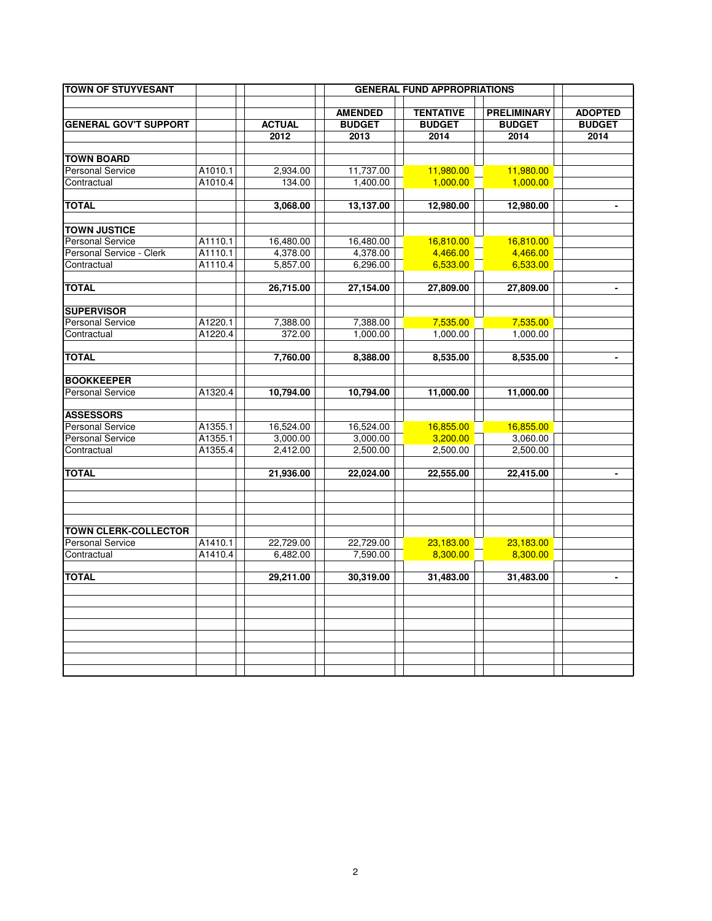| TOWN OF STUYVESANT | | GENERAL FUND APPROPRIATIONS | | | | |
|---|---|---|---|---|---|---|
| | | | AMENDED | TENTATIVE | PRELIMINARY | ADOPTED |
| **GENERAL GOV'T SUPPORT** | | **ACTUAL** | **BUDGET** | **BUDGET** | **BUDGET** | **BUDGET** |
| | | **2012** | **2013** | **2014** | **2014** | **2014** |
| **TOWN BOARD** | | | | | | |
| Personal Service | A1010.1 | 2,934.00 | 11,737.00 | 11,980.00 | 11,980.00 | |
| Contractual | A1010.4 | 134.00 | 1,400.00 | 1,000.00 | 1,000.00 | |
| **TOTAL** | | **3,068.00** | **13,137.00** | **12,980.00** | **12,980.00** | **-** |
| **TOWN JUSTICE** | | | | | | |
| Personal Service | A1110.1 | 16,480.00 | 16,480.00 | 16,810.00 | 16,810.00 | |
| Personal Service - Clerk | A1110.1 | 4,378.00 | 4,378.00 | 4,466.00 | 4,466.00 | |
| Contractual | A1110.4 | 5,857.00 | 6,296.00 | 6,533.00 | 6,533.00 | |
| **TOTAL** | | **26,715.00** | **27,154.00** | **27,809.00** | **27,809.00** | **-** |
| **SUPERVISOR** | | | | | | |
| Personal Service | A1220.1 | 7,388.00 | 7,388.00 | 7,535.00 | 7,535.00 | |
| Contractual | A1220.4 | 372.00 | 1,000.00 | 1,000.00 | 1,000.00 | |
| **TOTAL** | | **7,760.00** | **8,388.00** | **8,535.00** | **8,535.00** | **-** |
| **BOOKKEEPER** | | | | | | |
| Personal Service | A1320.4 | **10,794.00** | **10,794.00** | **11,000.00** | **11,000.00** | |
| **ASSESSORS** | | | | | | |
| Personal Service | A1355.1 | 16,524.00 | 16,524.00 | 16,855.00 | 16,855.00 | |
| Personal Service | A1355.1 | 3,000.00 | 3,000.00 | 3,200.00 | 3,060.00 | |
| Contractual | A1355.4 | 2,412.00 | 2,500.00 | 2,500.00 | 2,500.00 | |
| **TOTAL** | | **21,936.00** | **22,024.00** | **22,555.00** | **22,415.00** | **-** |
| **TOWN CLERK-COLLECTOR** | | | | | | |
| Personal Service | A1410.1 | 22,729.00 | 22,729.00 | 23,183.00 | 23,183.00 | |
| Contractual | A1410.4 | 6,482.00 | 7,590.00 | 8,300.00 | 8,300.00 | |
| **TOTAL** | | **29,211.00** | **30,319.00** | **31,483.00** | **31,483.00** | **-** |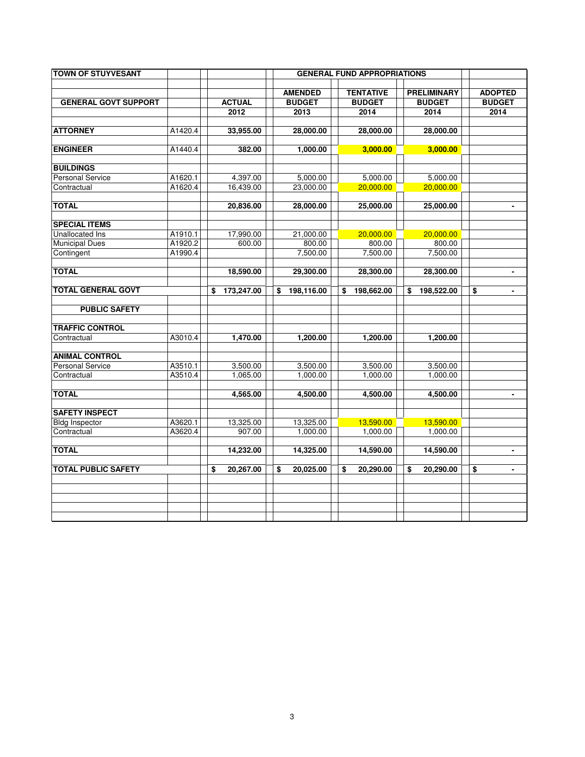| TOWN OF STUYVESANT | | | GENERAL FUND APPROPRIATIONS | | | |
|---|---|---|---|---|---|---|
| | | | AMENDED | TENTATIVE | PRELIMINARY | ADOPTED |
| GENERAL GOVT SUPPORT | | ACTUAL | BUDGET | BUDGET | BUDGET | BUDGET |
| | | 2012 | 2013 | 2014 | 2014 | 2014 |
| **ATTORNEY** | A1420.4 | **33,955.00** | **28,000.00** | **28,000.00** | **28,000.00** | |
| **ENGINEER** | A1440.4 | **382.00** | **1,000.00** | **3,000.00** | **3,000.00** | |
| **BUILDINGS** | | | | | | |
| Personal Service | A1620.1 | 4,397.00 | 5,000.00 | 5,000.00 | 5,000.00 | |
| Contractual | A1620.4 | 16,439.00 | 23,000.00 | 20,000.00 | 20,000.00 | |
| **TOTAL** | | **20,836.00** | **28,000.00** | **25,000.00** | **25,000.00** | **-** |
| **SPECIAL ITEMS** | | | | | | |
| Unallocated Ins | A1910.1 | 17,990.00 | 21,000.00 | 20,000.00 | 20,000.00 | |
| Municipal Dues | A1920.2 | 600.00 | 800.00 | 800.00 | 800.00 | |
| Contingent | A1990.4 | | 7,500.00 | 7,500.00 | 7,500.00 | |
| **TOTAL** | | **18,590.00** | **29,300.00** | **28,300.00** | **28,300.00** | **-** |
| **TOTAL GENERAL GOVT** | | **$ 173,247.00** | **$ 198,116.00** | **$ 198,662.00** | **$ 198,522.00** | **$ -** |
| **PUBLIC SAFETY** | | | | | | |
| **TRAFFIC CONTROL** | | | | | | |
| Contractual | A3010.4 | **1,470.00** | **1,200.00** | **1,200.00** | **1,200.00** | |
| **ANIMAL CONTROL** | | | | | | |
| Personal Service | A3510.1 | 3,500.00 | 3,500.00 | 3,500.00 | 3,500.00 | |
| Contractual | A3510.4 | 1,065.00 | 1,000.00 | 1,000.00 | 1,000.00 | |
| **TOTAL** | | **4,565.00** | **4,500.00** | **4,500.00** | **4,500.00** | **-** |
| **SAFETY INSPECT** | | | | | | |
| Bldg Inspector | A3620.1 | 13,325.00 | 13,325.00 | 13,590.00 | 13,590.00 | |
| Contractual | A3620.4 | 907.00 | 1,000.00 | 1,000.00 | 1,000.00 | |
| **TOTAL** | | **14,232.00** | **14,325.00** | **14,590.00** | **14,590.00** | **-** |
| **TOTAL PUBLIC SAFETY** | | **$ 20,267.00** | **$ 20,025.00** | **$ 20,290.00** | **$ 20,290.00** | **$ -** |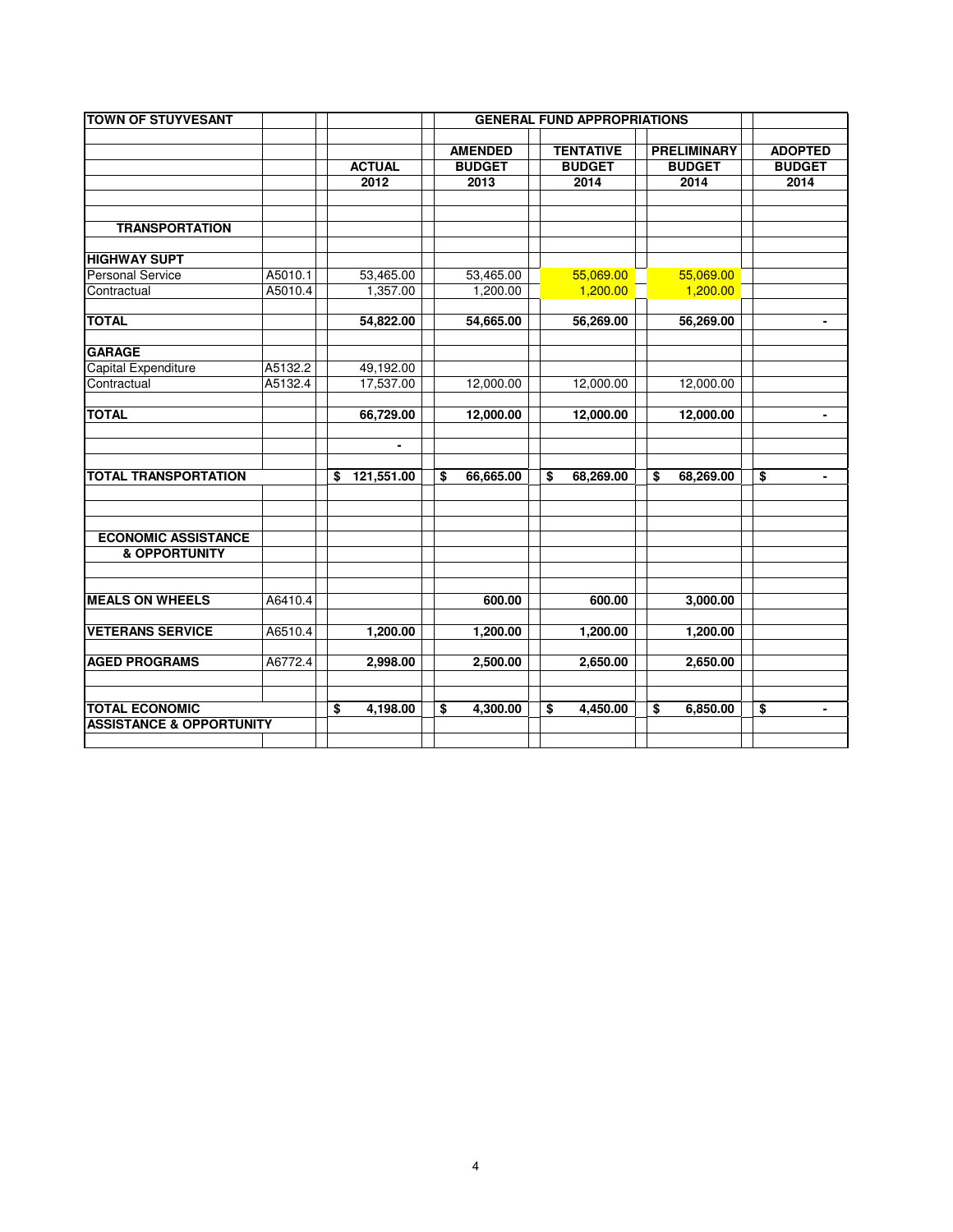| TOWN OF STUYVESANT | | GENERAL FUND APPROPRIATIONS | | | | |
|---|---|---|---|---|---|---|
| | | | AMENDED | TENTATIVE | PRELIMINARY | ADOPTED |
| | | ACTUAL | BUDGET | BUDGET | BUDGET | BUDGET |
| | | 2012 | 2013 | 2014 | 2014 | 2014 |
| **TRANSPORTATION** | | | | | | |
| **HIGHWAY SUPT** | | | | | | |
| Personal Service | A5010.1 | 53,465.00 | 53,465.00 | 55,069.00 | 55,069.00 | |
| Contractual | A5010.4 | 1,357.00 | 1,200.00 | 1,200.00 | 1,200.00 | |
| **TOTAL** | | **54,822.00** | **54,665.00** | **56,269.00** | **56,269.00** | **-** |
| **GARAGE** | | | | | | |
| Capital Expenditure | A5132.2 | 49,192.00 | | | | |
| Contractual | A5132.4 | 17,537.00 | 12,000.00 | 12,000.00 | 12,000.00 | |
| **TOTAL** | | **66,729.00** | **12,000.00** | **12,000.00** | **12,000.00** | **-** |
| | | **-** | | | | |
| **TOTAL TRANSPORTATION** | | **$ 121,551.00** | **$ 66,665.00** | **$ 68,269.00** | **$ 68,269.00** | **$ -** |
| **ECONOMIC ASSISTANCE & OPPORTUNITY** | | | | | | |
| **MEALS ON WHEELS** | A6410.4 | | **600.00** | **600.00** | **3,000.00** | |
| **VETERANS SERVICE** | A6510.4 | **1,200.00** | **1,200.00** | **1,200.00** | **1,200.00** | |
| **AGED PROGRAMS** | A6772.4 | **2,998.00** | **2,500.00** | **2,650.00** | **2,650.00** | |
| **TOTAL ECONOMIC ASSISTANCE & OPPORTUNITY** | | **$ 4,198.00** | **$ 4,300.00** | **$ 4,450.00** | **$ 6,850.00** | **$ -** |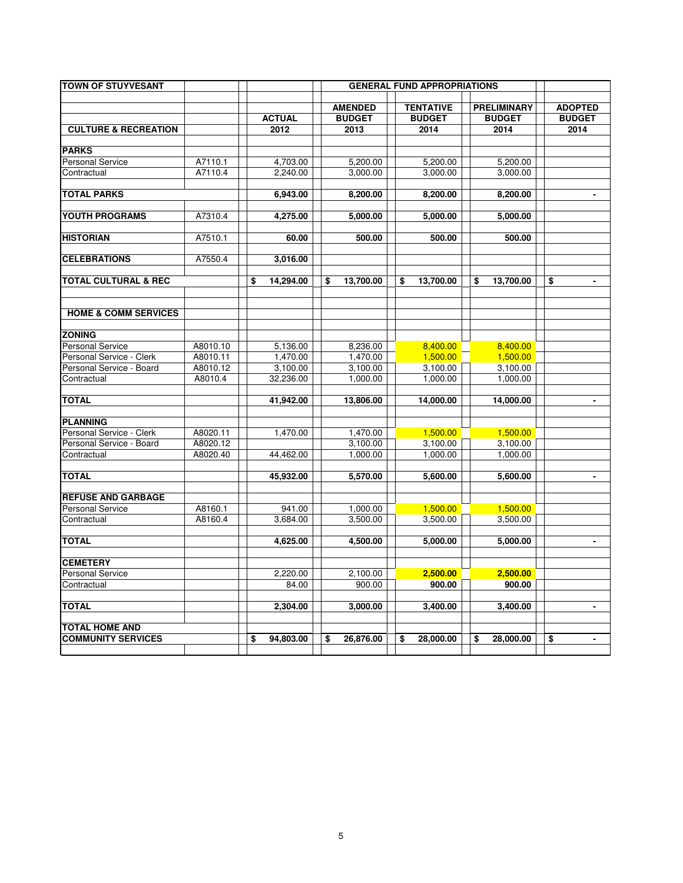| TOWN OF STUYVESANT | | GENERAL FUND APPROPRIATIONS | | | | |
|---|---|---|---|---|---|---|
| | | | AMENDED | TENTATIVE | PRELIMINARY | ADOPTED |
| | | ACTUAL | BUDGET | BUDGET | BUDGET | BUDGET |
| **CULTURE & RECREATION** | | 2012 | 2013 | 2014 | 2014 | 2014 |
| **PARKS** | | | | | | |
| Personal Service | A7110.1 | 4,703.00 | 5,200.00 | 5,200.00 | 5,200.00 | |
| Contractual | A7110.4 | 2,240.00 | 3,000.00 | 3,000.00 | 3,000.00 | |
| **TOTAL PARKS** | | **6,943.00** | **8,200.00** | **8,200.00** | **8,200.00** | **-** |
| **YOUTH PROGRAMS** | A7310.4 | **4,275.00** | **5,000.00** | **5,000.00** | **5,000.00** | |
| **HISTORIAN** | A7510.1 | **60.00** | **500.00** | **500.00** | **500.00** | |
| **CELEBRATIONS** | A7550.4 | **3,016.00** | | | | |
| **TOTAL CULTURAL & REC** | | **$ 14,294.00** | **$ 13,700.00** | **$ 13,700.00** | **$ 13,700.00** | **$ -** |
| **HOME & COMM SERVICES** | | | | | | |
| **ZONING** | | | | | | |
| Personal Service | A8010.10 | 5,136.00 | 8,236.00 | 8,400.00 | 8,400.00 | |
| Personal Service - Clerk | A8010.11 | 1,470.00 | 1,470.00 | 1,500.00 | 1,500.00 | |
| Personal Service - Board | A8010.12 | 3,100.00 | 3,100.00 | 3,100.00 | 3,100.00 | |
| Contractual | A8010.4 | 32,236.00 | 1,000.00 | 1,000.00 | 1,000.00 | |
| **TOTAL** | | **41,942.00** | **13,806.00** | **14,000.00** | **14,000.00** | **-** |
| **PLANNING** | | | | | | |
| Personal Service - Clerk | A8020.11 | 1,470.00 | 1,470.00 | 1,500.00 | 1,500.00 | |
| Personal Service - Board | A8020.12 | | 3,100.00 | 3,100.00 | 3,100.00 | |
| Contractual | A8020.40 | 44,462.00 | 1,000.00 | 1,000.00 | 1,000.00 | |
| **TOTAL** | | **45,932.00** | **5,570.00** | **5,600.00** | **5,600.00** | **-** |
| **REFUSE AND GARBAGE** | | | | | | |
| Personal Service | A8160.1 | 941.00 | 1,000.00 | 1,500.00 | 1,500.00 | |
| Contractual | A8160.4 | 3,684.00 | 3,500.00 | 3,500.00 | 3,500.00 | |
| **TOTAL** | | **4,625.00** | **4,500.00** | **5,000.00** | **5,000.00** | **-** |
| **CEMETERY** | | | | | | |
| Personal Service | | 2,220.00 | 2,100.00 | **2,500.00** | **2,500.00** | |
| Contractual | | 84.00 | 900.00 | **900.00** | **900.00** | |
| **TOTAL** | | **2,304.00** | **3,000.00** | **3,400.00** | **3,400.00** | **-** |
| **TOTAL HOME AND COMMUNITY SERVICES** | | **$ 94,803.00** | **$ 26,876.00** | **$ 28,000.00** | **$ 28,000.00** | **$ -** |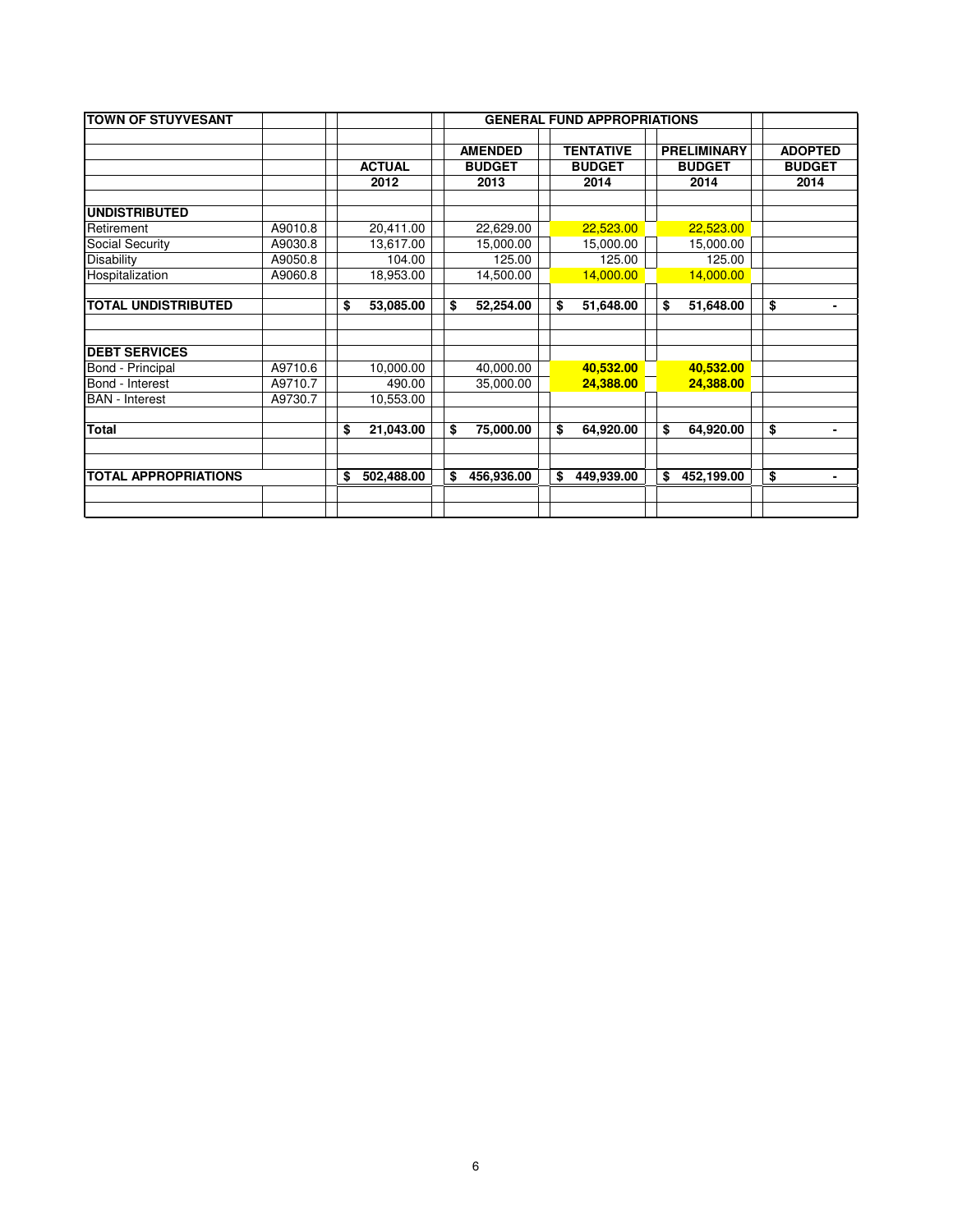| TOWN OF STUYVESANT | | GENERAL FUND APPROPRIATIONS | | | | |
|---|---|---|---|---|---|---|
| | | ACTUAL 2012 | AMENDED BUDGET 2013 | TENTATIVE BUDGET 2014 | PRELIMINARY BUDGET 2014 | ADOPTED BUDGET 2014 |
| **UNDISTRIBUTED** | | | | | | |
| Retirement | A9010.8 | 20,411.00 | 22,629.00 | 22,523.00 | 22,523.00 | |
| Social Security | A9030.8 | 13,617.00 | 15,000.00 | 15,000.00 | 15,000.00 | |
| Disability | A9050.8 | 104.00 | 125.00 | 125.00 | 125.00 | |
| Hospitalization | A9060.8 | 18,953.00 | 14,500.00 | 14,000.00 | 14,000.00 | |
| **TOTAL UNDISTRIBUTED** | | **$ 53,085.00** | **$ 52,254.00** | **$ 51,648.00** | **$ 51,648.00** | **$ -** |
| **DEBT SERVICES** | | | | | | |
| Bond - Principal | A9710.6 | 10,000.00 | 40,000.00 | **40,532.00** | **40,532.00** | |
| Bond - Interest | A9710.7 | 490.00 | 35,000.00 | **24,388.00** | **24,388.00** | |
| BAN - Interest | A9730.7 | 10,553.00 | | | | |
| **Total** | | **$ 21,043.00** | **$ 75,000.00** | **$ 64,920.00** | **$ 64,920.00** | **$ -** |
| **TOTAL APPROPRIATIONS** | | **$ 502,488.00** | **$ 456,936.00** | **$ 449,939.00** | **$ 452,199.00** | **$ -** |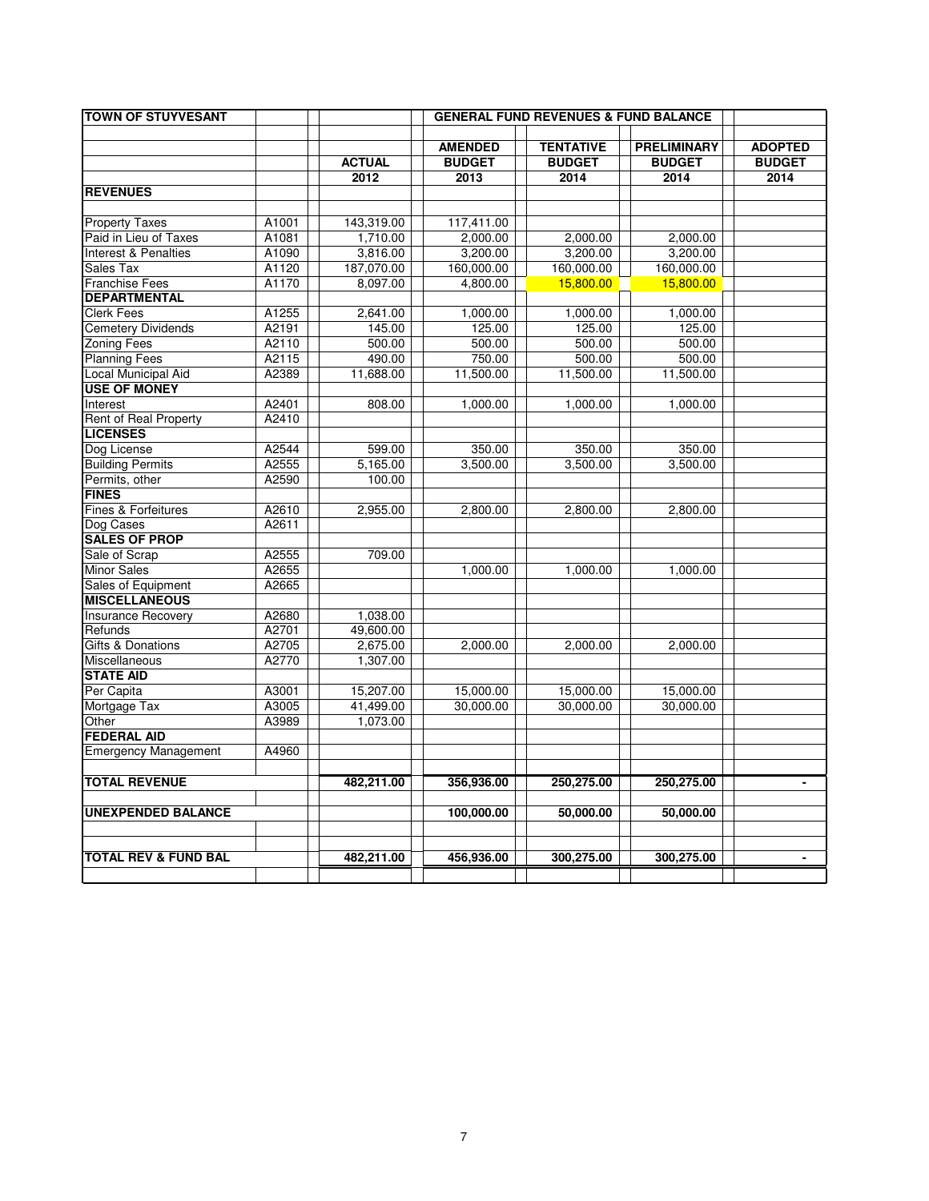| TOWN OF STUYVESANT | | | GENERAL FUND REVENUES & FUND BALANCE | | | |
|---|---|---|---|---|---|---|
| | | | AMENDED | TENTATIVE | PRELIMINARY | ADOPTED |
| | | ACTUAL | BUDGET | BUDGET | BUDGET | BUDGET |
| | | 2012 | 2013 | 2014 | 2014 | 2014 |
| **REVENUES** | | | | | | |
| Property Taxes | A1001 | 143,319.00 | 117,411.00 | | | |
| Paid in Lieu of Taxes | A1081 | 1,710.00 | 2,000.00 | 2,000.00 | 2,000.00 | |
| Interest & Penalties | A1090 | 3,816.00 | 3,200.00 | 3,200.00 | 3,200.00 | |
| Sales Tax | A1120 | 187,070.00 | 160,000.00 | 160,000.00 | 160,000.00 | |
| Franchise Fees | A1170 | 8,097.00 | 4,800.00 | 15,800.00 | 15,800.00 | |
| **DEPARTMENTAL** | | | | | | |
| Clerk Fees | A1255 | 2,641.00 | 1,000.00 | 1,000.00 | 1,000.00 | |
| Cemetery Dividends | A2191 | 145.00 | 125.00 | 125.00 | 125.00 | |
| Zoning Fees | A2110 | 500.00 | 500.00 | 500.00 | 500.00 | |
| Planning Fees | A2115 | 490.00 | 750.00 | 500.00 | 500.00 | |
| Local Municipal Aid | A2389 | 11,688.00 | 11,500.00 | 11,500.00 | 11,500.00 | |
| **USE OF MONEY** | | | | | | |
| Interest | A2401 | 808.00 | 1,000.00 | 1,000.00 | 1,000.00 | |
| Rent of Real Property | A2410 | | | | | |
| **LICENSES** | | | | | | |
| Dog License | A2544 | 599.00 | 350.00 | 350.00 | 350.00 | |
| Building Permits | A2555 | 5,165.00 | 3,500.00 | 3,500.00 | 3,500.00 | |
| Permits, other | A2590 | 100.00 | | | | |
| **FINES** | | | | | | |
| Fines & Forfeitures | A2610 | 2,955.00 | 2,800.00 | 2,800.00 | 2,800.00 | |
| Dog Cases | A2611 | | | | | |
| **SALES OF PROP** | | | | | | |
| Sale of Scrap | A2555 | 709.00 | | | | |
| Minor Sales | A2655 | | 1,000.00 | 1,000.00 | 1,000.00 | |
| Sales of Equipment | A2665 | | | | | |
| **MISCELLANEOUS** | | | | | | |
| Insurance Recovery | A2680 | 1,038.00 | | | | |
| Refunds | A2701 | 49,600.00 | | | | |
| Gifts & Donations | A2705 | 2,675.00 | 2,000.00 | 2,000.00 | 2,000.00 | |
| Miscellaneous | A2770 | 1,307.00 | | | | |
| **STATE AID** | | | | | | |
| Per Capita | A3001 | 15,207.00 | 15,000.00 | 15,000.00 | 15,000.00 | |
| Mortgage Tax | A3005 | 41,499.00 | 30,000.00 | 30,000.00 | 30,000.00 | |
| Other | A3989 | 1,073.00 | | | | |
| **FEDERAL AID** | | | | | | |
| Emergency Management | A4960 | | | | | |
| **TOTAL REVENUE** | | **482,211.00** | **356,936.00** | **250,275.00** | **250,275.00** | - |
| **UNEXPENDED BALANCE** | | | **100,000.00** | **50,000.00** | **50,000.00** | |
| **TOTAL REV & FUND BAL** | | **482,211.00** | **456,936.00** | **300,275.00** | **300,275.00** | - |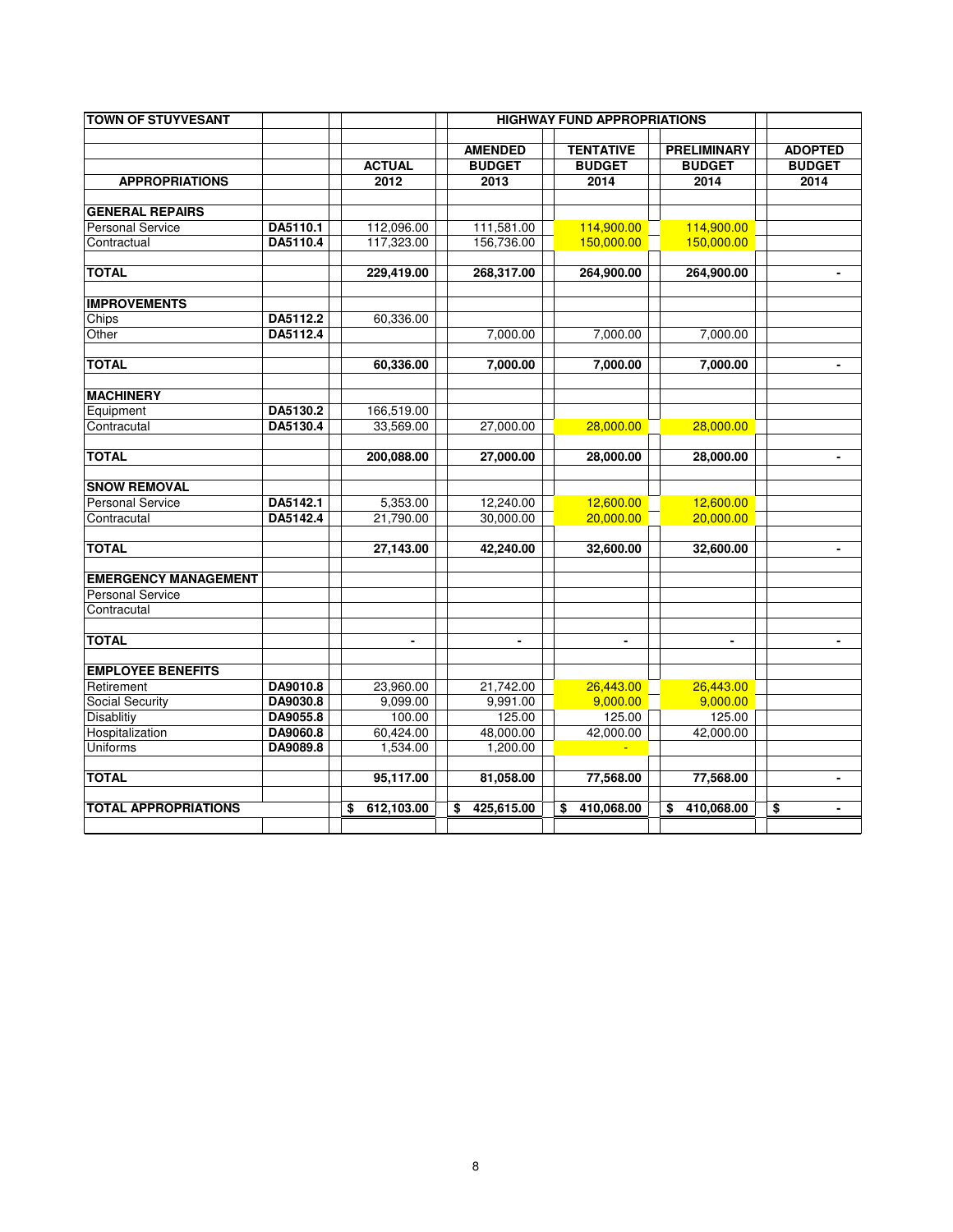| TOWN OF STUYVESANT | | HIGHWAY FUND APPROPRIATIONS | | | | |
|---|---|---|---|---|---|---|
| | | | AMENDED | TENTATIVE | PRELIMINARY | ADOPTED |
| | | ACTUAL | BUDGET | BUDGET | BUDGET | BUDGET |
| APPROPRIATIONS | | 2012 | 2013 | 2014 | 2014 | 2014 |
| **GENERAL REPAIRS** | | | | | | |
| Personal Service | DA5110.1 | 112,096.00 | 111,581.00 | 114,900.00 | 114,900.00 | |
| Contractual | DA5110.4 | 117,323.00 | 156,736.00 | 150,000.00 | 150,000.00 | |
| **TOTAL** | | 229,419.00 | 268,317.00 | 264,900.00 | 264,900.00 | - |
| **IMPROVEMENTS** | | | | | | |
| Chips | DA5112.2 | 60,336.00 | | | | |
| Other | DA5112.4 | | 7,000.00 | 7,000.00 | 7,000.00 | |
| **TOTAL** | | 60,336.00 | 7,000.00 | 7,000.00 | 7,000.00 | - |
| **MACHINERY** | | | | | | |
| Equipment | DA5130.2 | 166,519.00 | | | | |
| Contracautal | DA5130.4 | 33,569.00 | 27,000.00 | 28,000.00 | 28,000.00 | |
| **TOTAL** | | 200,088.00 | 27,000.00 | 28,000.00 | 28,000.00 | - |
| **SNOW REMOVAL** | | | | | | |
| Personal Service | DA5142.1 | 5,353.00 | 12,240.00 | 12,600.00 | 12,600.00 | |
| Contracautal | DA5142.4 | 21,790.00 | 30,000.00 | 20,000.00 | 20,000.00 | |
| **TOTAL** | | 27,143.00 | 42,240.00 | 32,600.00 | 32,600.00 | - |
| **EMERGENCY MANAGEMENT** | | | | | | |
| Personal Service | | | | | | |
| Contracautal | | | | | | |
| **TOTAL** | | - | - | - | - | - |
| **EMPLOYEE BENEFITS** | | | | | | |
| Retirement | DA9010.8 | 23,960.00 | 21,742.00 | 26,443.00 | 26,443.00 | |
| Social Security | DA9030.8 | 9,099.00 | 9,991.00 | 9,000.00 | 9,000.00 | |
| Disablitiy | DA9055.8 | 100.00 | 125.00 | 125.00 | 125.00 | |
| Hospitalization | DA9060.8 | 60,424.00 | 48,000.00 | 42,000.00 | 42,000.00 | |
| Uniforms | DA9089.8 | 1,534.00 | 1,200.00 | - | | |
| **TOTAL** | | 95,117.00 | 81,058.00 | 77,568.00 | 77,568.00 | - |
| **TOTAL APPROPRIATIONS** | | $ 612,103.00 | $ 425,615.00 | $ 410,068.00 | $ 410,068.00 | $ - |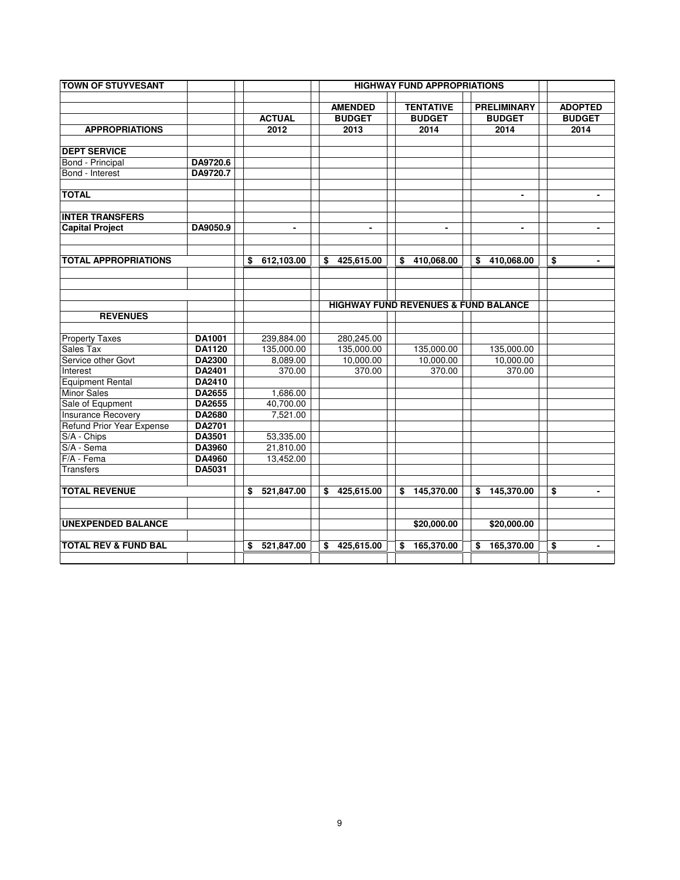| TOWN OF STUYVESANT | | | HIGHWAY FUND APPROPRIATIONS | | | |
|---|---|---|---|---|---|---|
| | | | AMENDED | TENTATIVE | PRELIMINARY | ADOPTED |
| | | ACTUAL | BUDGET | BUDGET | BUDGET | BUDGET |
| **APPROPRIATIONS** | | 2012 | 2013 | 2014 | 2014 | 2014 |
| **DEPT SERVICE** | | | | | | |
| Bond - Principal | DA9720.6 | | | | | |
| Bond - Interest | DA9720.7 | | | | | |
| **TOTAL** | | | | | - | - |
| **INTER TRANSFERS** | | | | | | |
| **Capital Project** | DA9050.9 | - | - | - | - | - |
| **TOTAL APPROPRIATIONS** | | $ 612,103.00 | $ 425,615.00 | $ 410,068.00 | $ 410,068.00 | $ - |
| | | | **HIGHWAY FUND REVENUES & FUND BALANCE** | | | |
| **REVENUES** | | | | | | |
| Property Taxes | DA1001 | 239,884.00 | 280,245.00 | | | |
| Sales Tax | DA1120 | 135,000.00 | 135,000.00 | 135,000.00 | 135,000.00 | |
| Service other Govt | DA2300 | 8,089.00 | 10,000.00 | 10,000.00 | 10,000.00 | |
| Interest | DA2401 | 370.00 | 370.00 | 370.00 | 370.00 | |
| Equipment Rental | DA2410 | | | | | |
| Minor Sales | DA2655 | 1,686.00 | | | | |
| Sale of Equpment | DA2655 | 40,700.00 | | | | |
| Insurance Recovery | DA2680 | 7,521.00 | | | | |
| Refund Prior Year Expense | DA2701 | | | | | |
| S/A - Chips | DA3501 | 53,335.00 | | | | |
| S/A - Sema | DA3960 | 21,810.00 | | | | |
| F/A - Fema | DA4960 | 13,452.00 | | | | |
| Transfers | DA5031 | | | | | |
| **TOTAL REVENUE** | | $ 521,847.00 | $ 425,615.00 | $ 145,370.00 | $ 145,370.00 | $ - |
| **UNEXPENDED BALANCE** | | | | $20,000.00 | $20,000.00 | |
| **TOTAL REV & FUND BAL** | | $ 521,847.00 | $ 425,615.00 | $ 165,370.00 | $ 165,370.00 | $ - |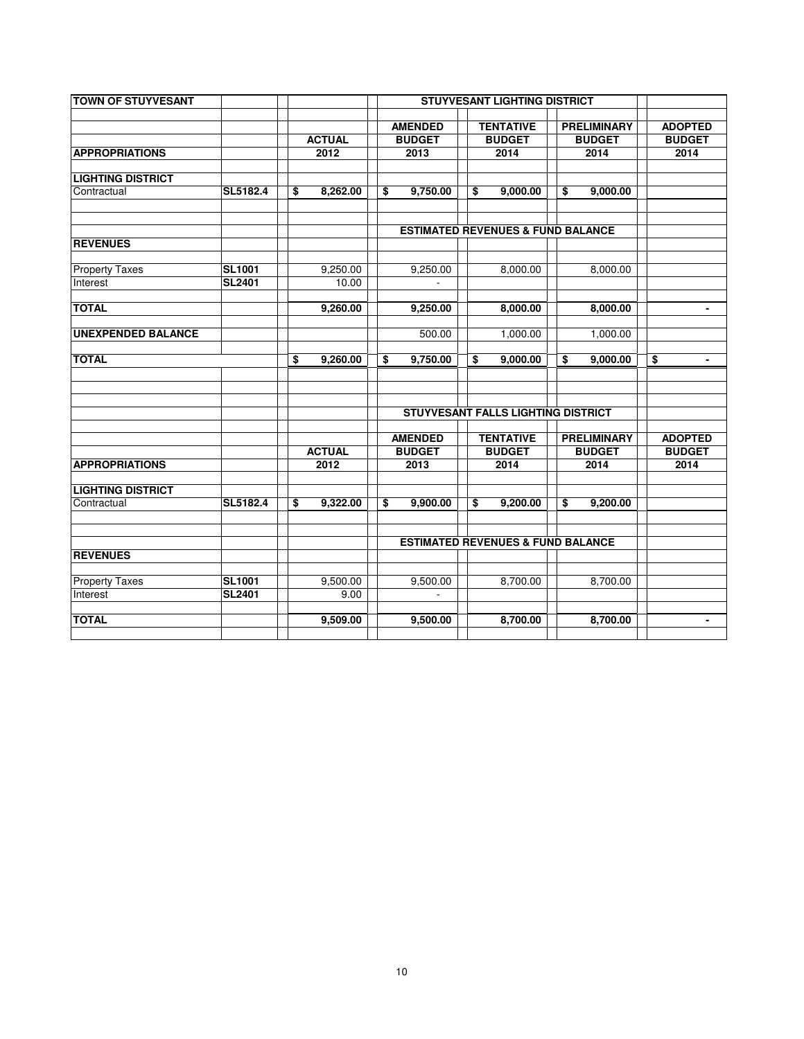| TOWN OF STUYVESANT | | STUYVESANT LIGHTING DISTRICT | | | | |
|---|---|---|---|---|---|---|
| | | | AMENDED | TENTATIVE | PRELIMINARY | ADOPTED |
| | | ACTUAL | BUDGET | BUDGET | BUDGET | BUDGET |
| **APPROPRIATIONS** | | 2012 | 2013 | 2014 | 2014 | 2014 |
| **LIGHTING DISTRICT** | | | | | | |
| Contractual | SL5182.4 | $ 8,262.00 | $ 9,750.00 | $ 9,000.00 | $ 9,000.00 | |
| | | | **ESTIMATED REVENUES & FUND BALANCE** | | | |
| **REVENUES** | | | | | | |
| Property Taxes | SL1001 | 9,250.00 | 9,250.00 | 8,000.00 | 8,000.00 | |
| Interest | SL2401 | 10.00 | - | | | |
| **TOTAL** | | 9,260.00 | 9,250.00 | 8,000.00 | 8,000.00 | - |
| **UNEXPENDED BALANCE** | | | 500.00 | 1,000.00 | 1,000.00 | |
| **TOTAL** | | $ 9,260.00 | $ 9,750.00 | $ 9,000.00 | $ 9,000.00 | $ - |

| | | STUYVESANT FALLS LIGHTING DISTRICT | | | | |
|---|---|---|---|---|---|---|
| | | | AMENDED | TENTATIVE | PRELIMINARY | ADOPTED |
| | | ACTUAL | BUDGET | BUDGET | BUDGET | BUDGET |
| **APPROPRIATIONS** | | 2012 | 2013 | 2014 | 2014 | 2014 |
| **LIGHTING DISTRICT** | | | | | | |
| Contractual | SL5182.4 | $ 9,322.00 | $ 9,900.00 | $ 9,200.00 | $ 9,200.00 | |
| | | | **ESTIMATED REVENUES & FUND BALANCE** | | | |
| **REVENUES** | | | | | | |
| Property Taxes | SL1001 | 9,500.00 | 9,500.00 | 8,700.00 | 8,700.00 | |
| Interest | SL2401 | 9.00 | - | | | |
| **TOTAL** | | 9,509.00 | 9,500.00 | 8,700.00 | 8,700.00 | - |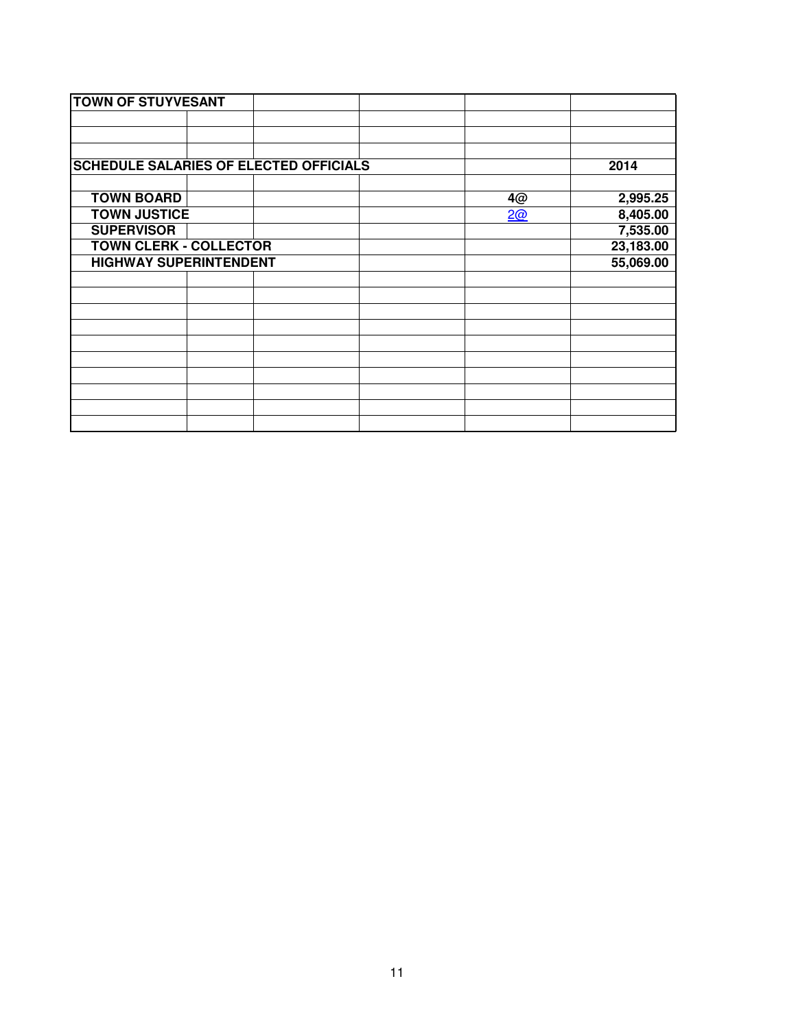| | | | | | |
|---|---|---|---|---|---|
| **TOWN OF STUYVESANT** | | | | | |
| | | | | | |
| | | | | | |
| | | | | | |
| **SCHEDULE SALARIES OF ELECTED OFFICIALS** | | | | | **2014** |
| | | | | | |
| **TOWN BOARD** | | | | **4@** | **2,995.25** |
| **TOWN JUSTICE** | | | | **2@** | **8,405.00** |
| **SUPERVISOR** | | | | | **7,535.00** |
| **TOWN CLERK - COLLECTOR** | | | | | **23,183.00** |
| **HIGHWAY SUPERINTENDENT** | | | | | **55,069.00** |